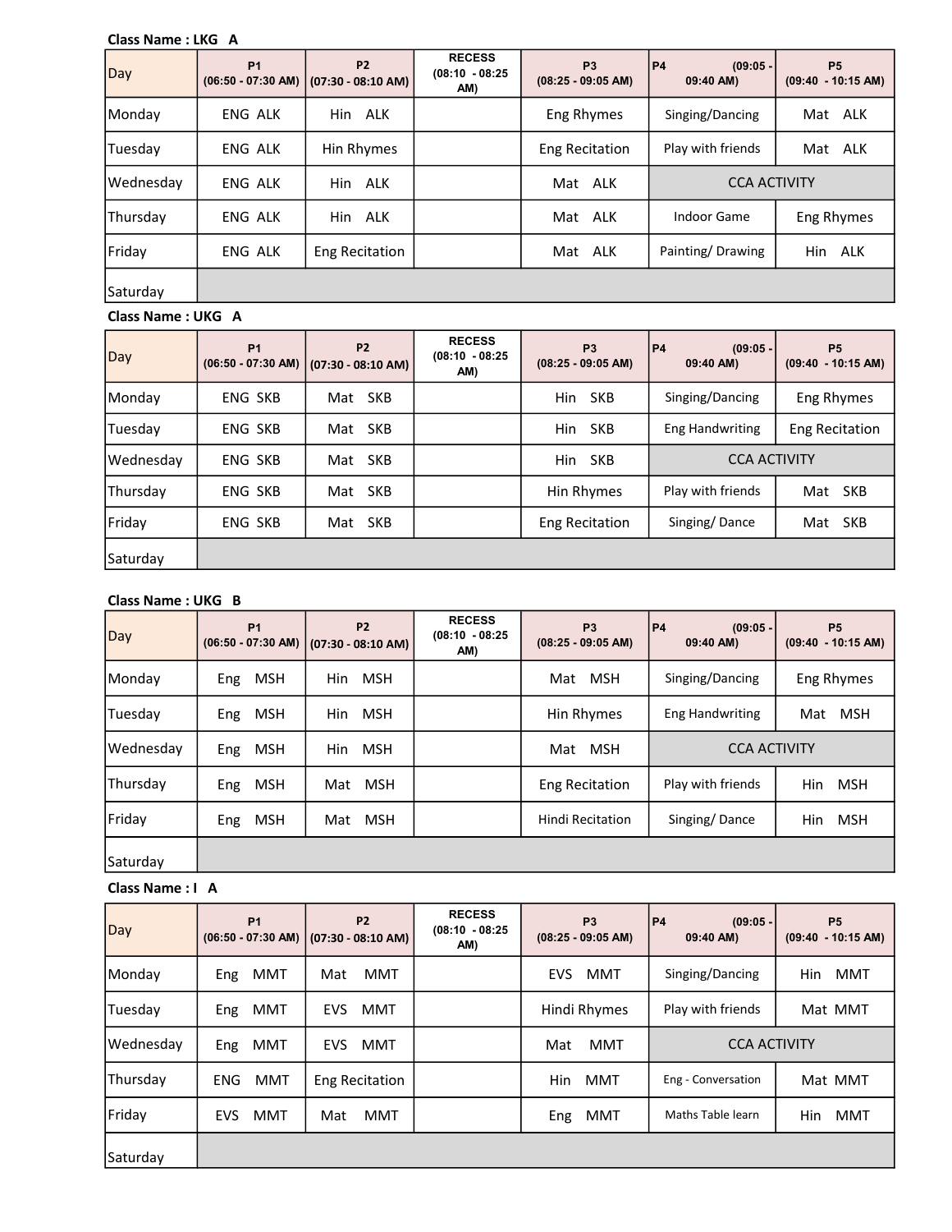**Class Name : LKG A**

| Day | P1 (06:50 - 07:30 AM) | P2 (07:30 - 08:10 AM) | RECESS (08:10 - 08:25 AM) | P3 (08:25 - 09:05 AM) | P4 (09:05 - 09:40 AM) | P5 (09:40 - 10:15 AM) |
| --- | --- | --- | --- | --- | --- | --- |
| Monday | ENG ALK | Hin ALK | | Eng Rhymes | Singing/Dancing | Mat ALK |
| Tuesday | ENG ALK | Hin Rhymes | | Eng Recitation | Play with friends | Mat ALK |
| Wednesday | ENG ALK | Hin ALK | | Mat ALK | CCA ACTIVITY | |
| Thursday | ENG ALK | Hin ALK | | Mat ALK | Indoor Game | Eng Rhymes |
| Friday | ENG ALK | Eng Recitation | | Mat ALK | Painting/ Drawing | Hin ALK |
| Saturday | | | | | | |

**Class Name : UKG A**

| Day | P1 (06:50 - 07:30 AM) | P2 (07:30 - 08:10 AM) | RECESS (08:10 - 08:25 AM) | P3 (08:25 - 09:05 AM) | P4 (09:05 - 09:40 AM) | P5 (09:40 - 10:15 AM) |
| --- | --- | --- | --- | --- | --- | --- |
| Monday | ENG SKB | Mat SKB | | Hin SKB | Singing/Dancing | Eng Rhymes |
| Tuesday | ENG SKB | Mat SKB | | Hin SKB | Eng Handwriting | Eng Recitation |
| Wednesday | ENG SKB | Mat SKB | | Hin SKB | CCA ACTIVITY | |
| Thursday | ENG SKB | Mat SKB | | Hin Rhymes | Play with friends | Mat SKB |
| Friday | ENG SKB | Mat SKB | | Eng Recitation | Singing/ Dance | Mat SKB |
| Saturday | | | | | | |

**Class Name : UKG B**

| Day | P1 (06:50 - 07:30 AM) | P2 (07:30 - 08:10 AM) | RECESS (08:10 - 08:25 AM) | P3 (08:25 - 09:05 AM) | P4 (09:05 - 09:40 AM) | P5 (09:40 - 10:15 AM) |
| --- | --- | --- | --- | --- | --- | --- |
| Monday | Eng MSH | Hin MSH | | Mat MSH | Singing/Dancing | Eng Rhymes |
| Tuesday | Eng MSH | Hin MSH | | Hin Rhymes | Eng Handwriting | Mat MSH |
| Wednesday | Eng MSH | Hin MSH | | Mat MSH | CCA ACTIVITY | |
| Thursday | Eng MSH | Mat MSH | | Eng Recitation | Play with friends | Hin MSH |
| Friday | Eng MSH | Mat MSH | | Hindi Recitation | Singing/ Dance | Hin MSH |
| Saturday | | | | | | |

**Class Name : I A**

| Day | P1 (06:50 - 07:30 AM) | P2 (07:30 - 08:10 AM) | RECESS (08:10 - 08:25 AM) | P3 (08:25 - 09:05 AM) | P4 (09:05 - 09:40 AM) | P5 (09:40 - 10:15 AM) |
| --- | --- | --- | --- | --- | --- | --- |
| Monday | Eng MMT | Mat MMT | | EVS MMT | Singing/Dancing | Hin MMT |
| Tuesday | Eng MMT | EVS MMT | | Hindi Rhymes | Play with friends | Mat MMT |
| Wednesday | Eng MMT | EVS MMT | | Mat MMT | CCA ACTIVITY | |
| Thursday | ENG MMT | Eng Recitation | | Hin MMT | Eng - Conversation | Mat MMT |
| Friday | EVS MMT | Mat MMT | | Eng MMT | Maths Table learn | Hin MMT |
| Saturday | | | | | | |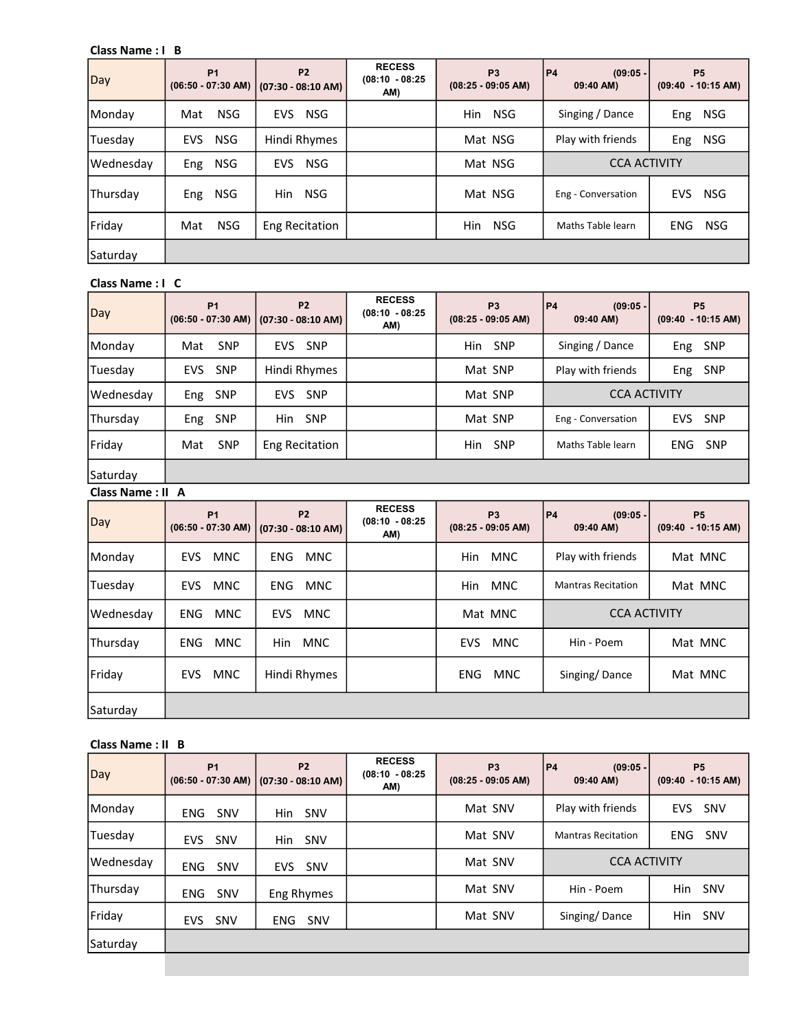Class Name : I B

| Day | P1 (06:50 - 07:30 AM) | P2 (07:30 - 08:10 AM) | RECESS (08:10 - 08:25 AM) | P3 (08:25 - 09:05 AM) | P4 (09:05 - 09:40 AM) | P5 (09:40 - 10:15 AM) |
|---|---|---|---|---|---|---|
| Monday | Mat NSG | EVS NSG | | Hin NSG | Singing / Dance | Eng NSG |
| Tuesday | EVS NSG | Hindi Rhymes | | Mat NSG | Play with friends | Eng NSG |
| Wednesday | Eng NSG | EVS NSG | | Mat NSG | CCA ACTIVITY | |
| Thursday | Eng NSG | Hin NSG | | Mat NSG | Eng - Conversation | EVS NSG |
| Friday | Mat NSG | Eng Recitation | | Hin NSG | Maths Table learn | ENG NSG |
| Saturday | | | | | | |

Class Name : I C

| Day | P1 (06:50 - 07:30 AM) | P2 (07:30 - 08:10 AM) | RECESS (08:10 - 08:25 AM) | P3 (08:25 - 09:05 AM) | P4 (09:05 - 09:40 AM) | P5 (09:40 - 10:15 AM) |
|---|---|---|---|---|---|---|
| Monday | Mat SNP | EVS SNP | | Hin SNP | Singing / Dance | Eng SNP |
| Tuesday | EVS SNP | Hindi Rhymes | | Mat SNP | Play with friends | Eng SNP |
| Wednesday | Eng SNP | EVS SNP | | Mat SNP | CCA ACTIVITY | |
| Thursday | Eng SNP | Hin SNP | | Mat SNP | Eng - Conversation | EVS SNP |
| Friday | Mat SNP | Eng Recitation | | Hin SNP | Maths Table learn | ENG SNP |
| Saturday | | | | | | |

Class Name : II A

| Day | P1 (06:50 - 07:30 AM) | P2 (07:30 - 08:10 AM) | RECESS (08:10 - 08:25 AM) | P3 (08:25 - 09:05 AM) | P4 (09:05 - 09:40 AM) | P5 (09:40 - 10:15 AM) |
|---|---|---|---|---|---|---|
| Monday | EVS MNC | ENG MNC | | Hin MNC | Play with friends | Mat MNC |
| Tuesday | EVS MNC | ENG MNC | | Hin MNC | Mantras Recitation | Mat MNC |
| Wednesday | ENG MNC | EVS MNC | | Mat MNC | CCA ACTIVITY | |
| Thursday | ENG MNC | Hin MNC | | EVS MNC | Hin - Poem | Mat MNC |
| Friday | EVS MNC | Hindi Rhymes | | ENG MNC | Singing/ Dance | Mat MNC |
| Saturday | | | | | | |

Class Name : II B

| Day | P1 (06:50 - 07:30 AM) | P2 (07:30 - 08:10 AM) | RECESS (08:10 - 08:25 AM) | P3 (08:25 - 09:05 AM) | P4 (09:05 - 09:40 AM) | P5 (09:40 - 10:15 AM) |
|---|---|---|---|---|---|---|
| Monday | ENG SNV | Hin SNV | | Mat SNV | Play with friends | EVS SNV |
| Tuesday | EVS SNV | Hin SNV | | Mat SNV | Mantras Recitation | ENG SNV |
| Wednesday | ENG SNV | EVS SNV | | Mat SNV | CCA ACTIVITY | |
| Thursday | ENG SNV | Eng Rhymes | | Mat SNV | Hin - Poem | Hin SNV |
| Friday | EVS SNV | ENG SNV | | Mat SNV | Singing/ Dance | Hin SNV |
| Saturday | | | | | | |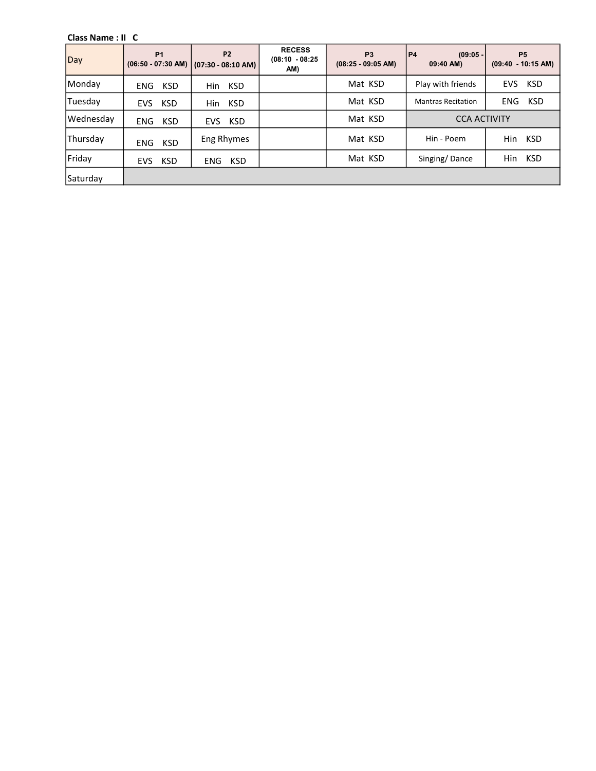**Class Name : II C**

| Day | P1 (06:50 - 07:30 AM) | P2 (07:30 - 08:10 AM) | RECESS (08:10 - 08:25 AM) | P3 (08:25 - 09:05 AM) | P4 (09:05 - 09:40 AM) | P5 (09:40 - 10:15 AM) |
| --- | --- | --- | --- | --- | --- | --- |
| Monday | ENG KSD | Hin KSD | | Mat KSD | Play with friends | EVS KSD |
| Tuesday | EVS KSD | Hin KSD | | Mat KSD | Mantras Recitation | ENG KSD |
| Wednesday | ENG KSD | EVS KSD | | Mat KSD | CCA ACTIVITY | |
| Thursday | ENG KSD | Eng Rhymes | | Mat KSD | Hin - Poem | Hin KSD |
| Friday | EVS KSD | ENG KSD | | Mat KSD | Singing/ Dance | Hin KSD |
| Saturday | | | | | | |